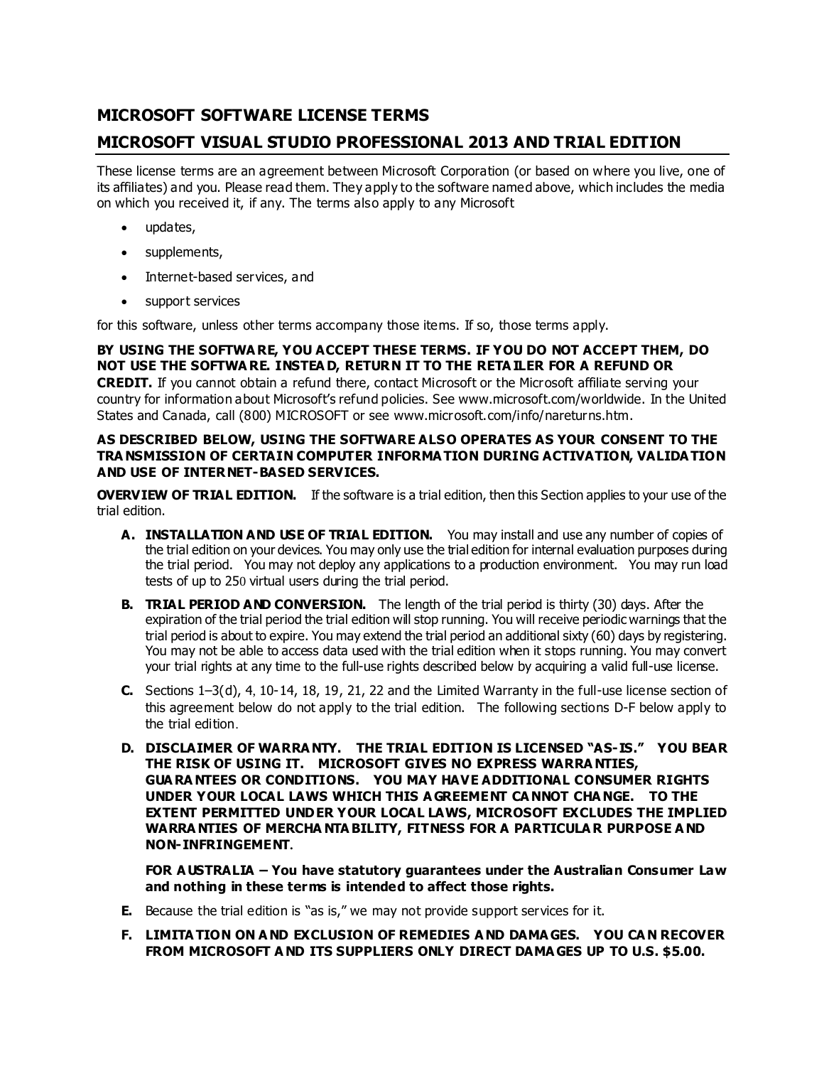# MICROSOFT SOFTWARE LICENSE TERMS

# MICROSOFT VISUAL STUDIO PROFESSIONAL 2013 AND TRIAL EDITION

These license terms are an agreement between Microsoft Corporation (or based on where you live, one of its affiliates) and you. Please read them. They apply to the software named above, which includes the media on which you received it, if any. The terms also apply to any Microsoft

- updates,
- supplements,
- Internet-based services, and
- support services

for this software, unless other terms accompany those items. If so, those terms apply.

**BY USING THE SOFTWARE, YOU ACCEPT THESE TERMS. IF YOU DO NOT ACCEPT THEM, DO NOT USE THE SOFTWARE. INSTEAD, RETURN IT TO THE RETAILER FOR A REFUND OR CREDIT.** If you cannot obtain a refund there, contact Microsoft or the Microsoft affiliate serving your country for information about Microsoft's refund policies. See www.microsoft.com/worldwide. In the United States and Canada, call (800) MICROSOFT or see www.microsoft.com/info/nareturns.htm.

**AS DESCRIBED BELOW, USING THE SOFTWARE ALSO OPERATES AS YOUR CONSENT TO THE TRANSMISSION OF CERTAIN COMPUTER INFORMATION DURING ACTIVATION, VALIDATION AND USE OF INTERNET-BASED SERVICES.**

**OVERVIEW OF TRIAL EDITION.** If the software is a trial edition, then this Section applies to your use of the trial edition.

**A. INSTALLATION AND USE OF TRIAL EDITION.** You may install and use any number of copies of the trial edition on your devices. You may only use the trial edition for internal evaluation purposes during the trial period. You may not deploy any applications to a production environment. You may run load tests of up to 250 virtual users during the trial period.

**B. TRIAL PERIOD AND CONVERSION.** The length of the trial period is thirty (30) days. After the expiration of the trial period the trial edition will stop running. You will receive periodic warnings that the trial period is about to expire. You may extend the trial period an additional sixty (60) days by registering. You may not be able to access data used with the trial edition when it stops running. You may convert your trial rights at any time to the full-use rights described below by acquiring a valid full-use license.

**C.** Sections 1–3(d), 4, 10-14, 18, 19, 21, 22 and the Limited Warranty in the full-use license section of this agreement below do not apply to the trial edition. The following sections D-F below apply to the trial edition.

**D. DISCLAIMER OF WARRANTY. THE TRIAL EDITION IS LICENSED "AS-IS." YOU BEAR THE RISK OF USING IT. MICROSOFT GIVES NO EXPRESS WARRANTIES, GUARANTEES OR CONDITIONS. YOU MAY HAVE ADDITIONAL CONSUMER RIGHTS UNDER YOUR LOCAL LAWS WHICH THIS AGREEMENT CANNOT CHANGE. TO THE EXTENT PERMITTED UNDER YOUR LOCAL LAWS, MICROSOFT EXCLUDES THE IMPLIED WARRANTIES OF MERCHANTABILITY, FITNESS FOR A PARTICULAR PURPOSE AND NON-INFRINGEMENT.**

**FOR AUSTRALIA – You have statutory guarantees under the Australian Consumer Law and nothing in these terms is intended to affect those rights.**

**E.** Because the trial edition is "as is," we may not provide support services for it.

**F. LIMITATION ON AND EXCLUSION OF REMEDIES AND DAMAGES. YOU CAN RECOVER FROM MICROSOFT AND ITS SUPPLIERS ONLY DIRECT DAMAGES UP TO U.S. $5.00.**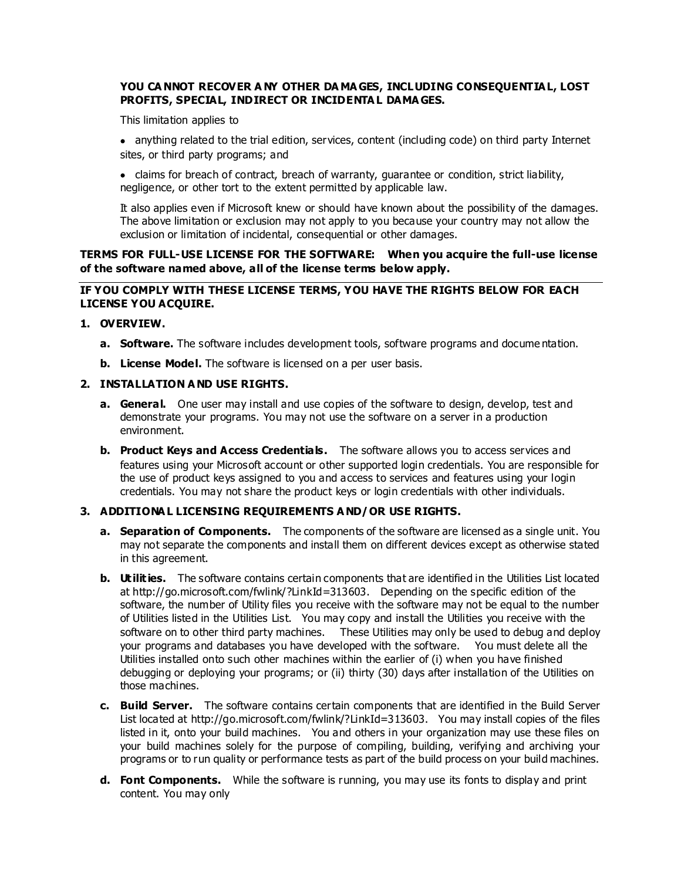**YOU CANNOT RECOVER ANY OTHER DAMAGES, INCLUDING CONSEQUENTIAL, LOST PROFITS, SPECIAL, INDIRECT OR INCIDENTAL DAMAGES.**

This limitation applies to

- anything related to the trial edition, services, content (including code) on third party Internet sites, or third party programs; and
- claims for breach of contract, breach of warranty, guarantee or condition, strict liability, negligence, or other tort to the extent permitted by applicable law.

It also applies even if Microsoft knew or should have known about the possibility of the damages. The above limitation or exclusion may not apply to you because your country may not allow the exclusion or limitation of incidental, consequential or other damages.

**TERMS FOR FULL-USE LICENSE FOR THE SOFTWARE: When you acquire the full-use license of the software named above, all of the license terms below apply.**

**IF YOU COMPLY WITH THESE LICENSE TERMS, YOU HAVE THE RIGHTS BELOW FOR EACH LICENSE YOU ACQUIRE.**

**1. OVERVIEW.**

  **a. Software.** The software includes development tools, software programs and documentation.

  **b. License Model.** The software is licensed on a per user basis.

**2. INSTALLATION AND USE RIGHTS.**

  **a. General.** One user may install and use copies of the software to design, develop, test and demonstrate your programs. You may not use the software on a server in a production environment.

  **b. Product Keys and Access Credentials.** The software allows you to access services and features using your Microsoft account or other supported login credentials. You are responsible for the use of product keys assigned to you and access to services and features using your login credentials. You may not share the product keys or login credentials with other individuals.

**3. ADDITIONAL LICENSING REQUIREMENTS AND/OR USE RIGHTS.**

  **a. Separation of Components.** The components of the software are licensed as a single unit. You may not separate the components and install them on different devices except as otherwise stated in this agreement.

  **b. Utilities.** The software contains certain components that are identified in the Utilities List located at http://go.microsoft.com/fwlink/?LinkId=313603. Depending on the specific edition of the software, the number of Utility files you receive with the software may not be equal to the number of Utilities listed in the Utilities List. You may copy and install the Utilities you receive with the software on to other third party machines. These Utilities may only be used to debug and deploy your programs and databases you have developed with the software. You must delete all the Utilities installed onto such other machines within the earlier of (i) when you have finished debugging or deploying your programs; or (ii) thirty (30) days after installation of the Utilities on those machines.

  **c. Build Server.** The software contains certain components that are identified in the Build Server List located at http://go.microsoft.com/fwlink/?LinkId=313603. You may install copies of the files listed in it, onto your build machines. You and others in your organization may use these files on your build machines solely for the purpose of compiling, building, verifying and archiving your programs or to run quality or performance tests as part of the build process on your build machines.

  **d. Font Components.** While the software is running, you may use its fonts to display and print content. You may only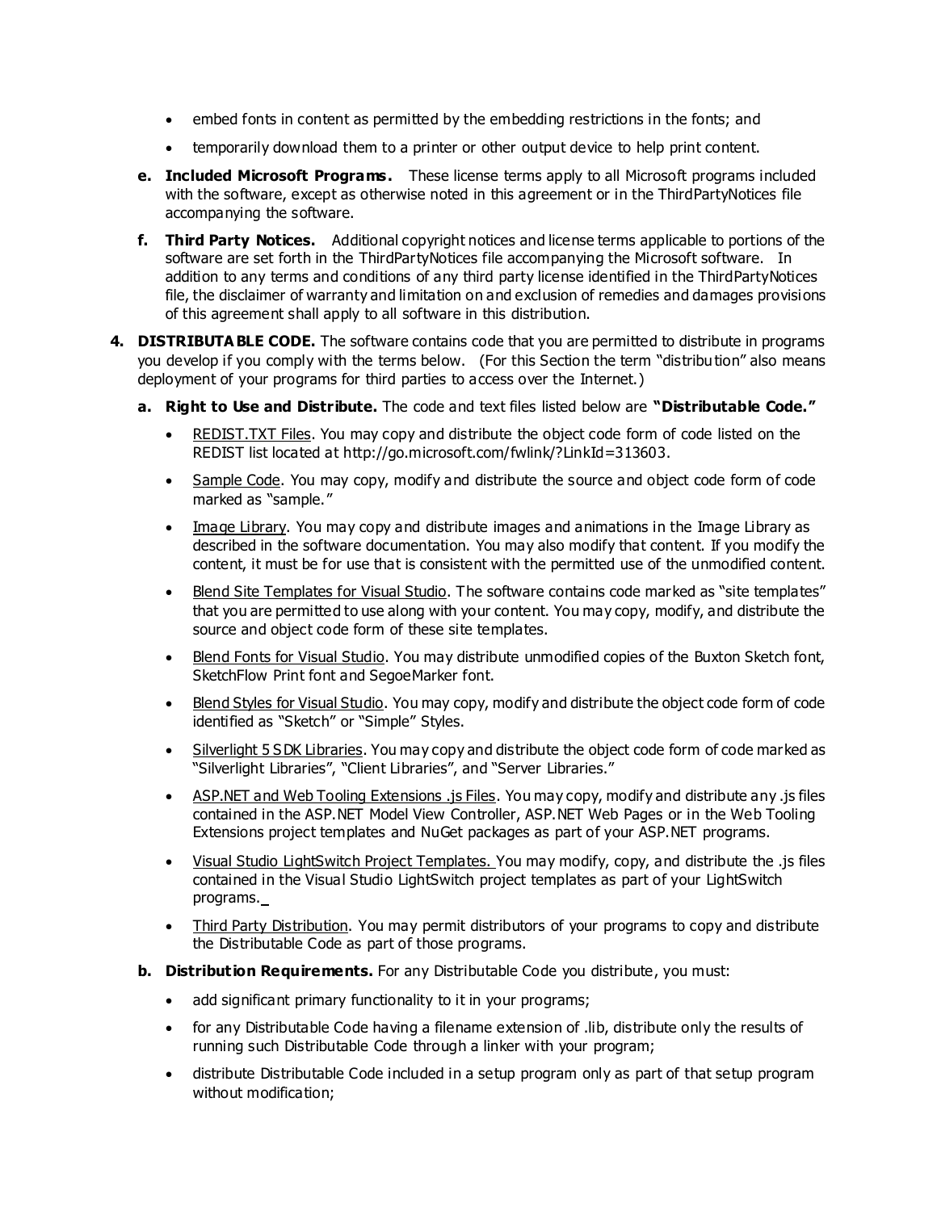- embed fonts in content as permitted by the embedding restrictions in the fonts; and
- temporarily download them to a printer or other output device to help print content.

**e. Included Microsoft Programs.** These license terms apply to all Microsoft programs included with the software, except as otherwise noted in this agreement or in the ThirdPartyNotices file accompanying the software.

**f. Third Party Notices.** Additional copyright notices and license terms applicable to portions of the software are set forth in the ThirdPartyNotices file accompanying the Microsoft software. In addition to any terms and conditions of any third party license identified in the ThirdPartyNotices file, the disclaimer of warranty and limitation on and exclusion of remedies and damages provisions of this agreement shall apply to all software in this distribution.

**4. DISTRIBUTABLE CODE.** The software contains code that you are permitted to distribute in programs you develop if you comply with the terms below. (For this Section the term "distribution" also means deployment of your programs for third parties to access over the Internet.)

**a. Right to Use and Distribute.** The code and text files listed below are **"Distributable Code."**

- REDIST.TXT Files. You may copy and distribute the object code form of code listed on the REDIST list located at http://go.microsoft.com/fwlink/?LinkId=313603.
- Sample Code. You may copy, modify and distribute the source and object code form of code marked as "sample."
- Image Library. You may copy and distribute images and animations in the Image Library as described in the software documentation. You may also modify that content. If you modify the content, it must be for use that is consistent with the permitted use of the unmodified content.
- Blend Site Templates for Visual Studio. The software contains code marked as "site templates" that you are permitted to use along with your content. You may copy, modify, and distribute the source and object code form of these site templates.
- Blend Fonts for Visual Studio. You may distribute unmodified copies of the Buxton Sketch font, SketchFlow Print font and SegoeMarker font.
- Blend Styles for Visual Studio. You may copy, modify and distribute the object code form of code identified as "Sketch" or "Simple" Styles.
- Silverlight 5 SDK Libraries. You may copy and distribute the object code form of code marked as "Silverlight Libraries", "Client Libraries", and "Server Libraries."
- ASP.NET and Web Tooling Extensions .js Files. You may copy, modify and distribute any .js files contained in the ASP.NET Model View Controller, ASP.NET Web Pages or in the Web Tooling Extensions project templates and NuGet packages as part of your ASP.NET programs.
- Visual Studio LightSwitch Project Templates. You may modify, copy, and distribute the .js files contained in the Visual Studio LightSwitch project templates as part of your LightSwitch programs.
- Third Party Distribution. You may permit distributors of your programs to copy and distribute the Distributable Code as part of those programs.

**b. Distribution Requirements.** For any Distributable Code you distribute, you must:

- add significant primary functionality to it in your programs;
- for any Distributable Code having a filename extension of .lib, distribute only the results of running such Distributable Code through a linker with your program;
- distribute Distributable Code included in a setup program only as part of that setup program without modification;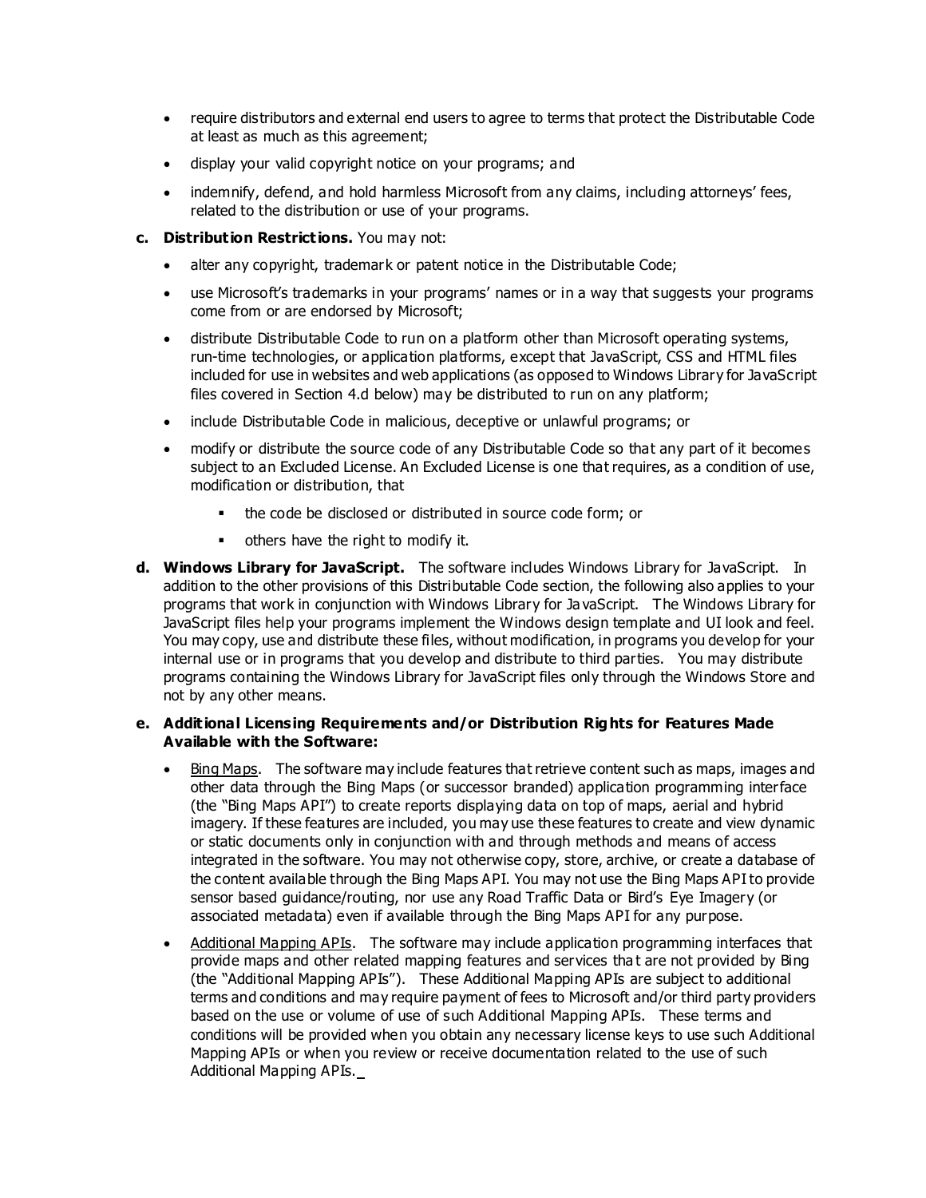- require distributors and external end users to agree to terms that protect the Distributable Code at least as much as this agreement;
- display your valid copyright notice on your programs; and
- indemnify, defend, and hold harmless Microsoft from any claims, including attorneys' fees, related to the distribution or use of your programs.

**c. Distribution Restrictions.** You may not:

- alter any copyright, trademark or patent notice in the Distributable Code;
- use Microsoft's trademarks in your programs' names or in a way that suggests your programs come from or are endorsed by Microsoft;
- distribute Distributable Code to run on a platform other than Microsoft operating systems, run-time technologies, or application platforms, except that JavaScript, CSS and HTML files included for use in websites and web applications (as opposed to Windows Library for JavaScript files covered in Section 4.d below) may be distributed to run on any platform;
- include Distributable Code in malicious, deceptive or unlawful programs; or
- modify or distribute the source code of any Distributable Code so that any part of it becomes subject to an Excluded License. An Excluded License is one that requires, as a condition of use, modification or distribution, that
  - the code be disclosed or distributed in source code form; or
  - others have the right to modify it.

**d. Windows Library for JavaScript.** The software includes Windows Library for JavaScript. In addition to the other provisions of this Distributable Code section, the following also applies to your programs that work in conjunction with Windows Library for JavaScript. The Windows Library for JavaScript files help your programs implement the Windows design template and UI look and feel. You may copy, use and distribute these files, without modification, in programs you develop for your internal use or in programs that you develop and distribute to third parties. You may distribute programs containing the Windows Library for JavaScript files only through the Windows Store and not by any other means.

**e. Additional Licensing Requirements and/or Distribution Rights for Features Made Available with the Software:**

- Bing Maps. The software may include features that retrieve content such as maps, images and other data through the Bing Maps (or successor branded) application programming interface (the "Bing Maps API") to create reports displaying data on top of maps, aerial and hybrid imagery. If these features are included, you may use these features to create and view dynamic or static documents only in conjunction with and through methods and means of access integrated in the software. You may not otherwise copy, store, archive, or create a database of the content available through the Bing Maps API. You may not use the Bing Maps API to provide sensor based guidance/routing, nor use any Road Traffic Data or Bird's Eye Imagery (or associated metadata) even if available through the Bing Maps API for any purpose.
- Additional Mapping APIs. The software may include application programming interfaces that provide maps and other related mapping features and services that are not provided by Bing (the "Additional Mapping APIs"). These Additional Mapping APIs are subject to additional terms and conditions and may require payment of fees to Microsoft and/or third party providers based on the use or volume of use of such Additional Mapping APIs. These terms and conditions will be provided when you obtain any necessary license keys to use such Additional Mapping APIs or when you review or receive documentation related to the use of such Additional Mapping APIs.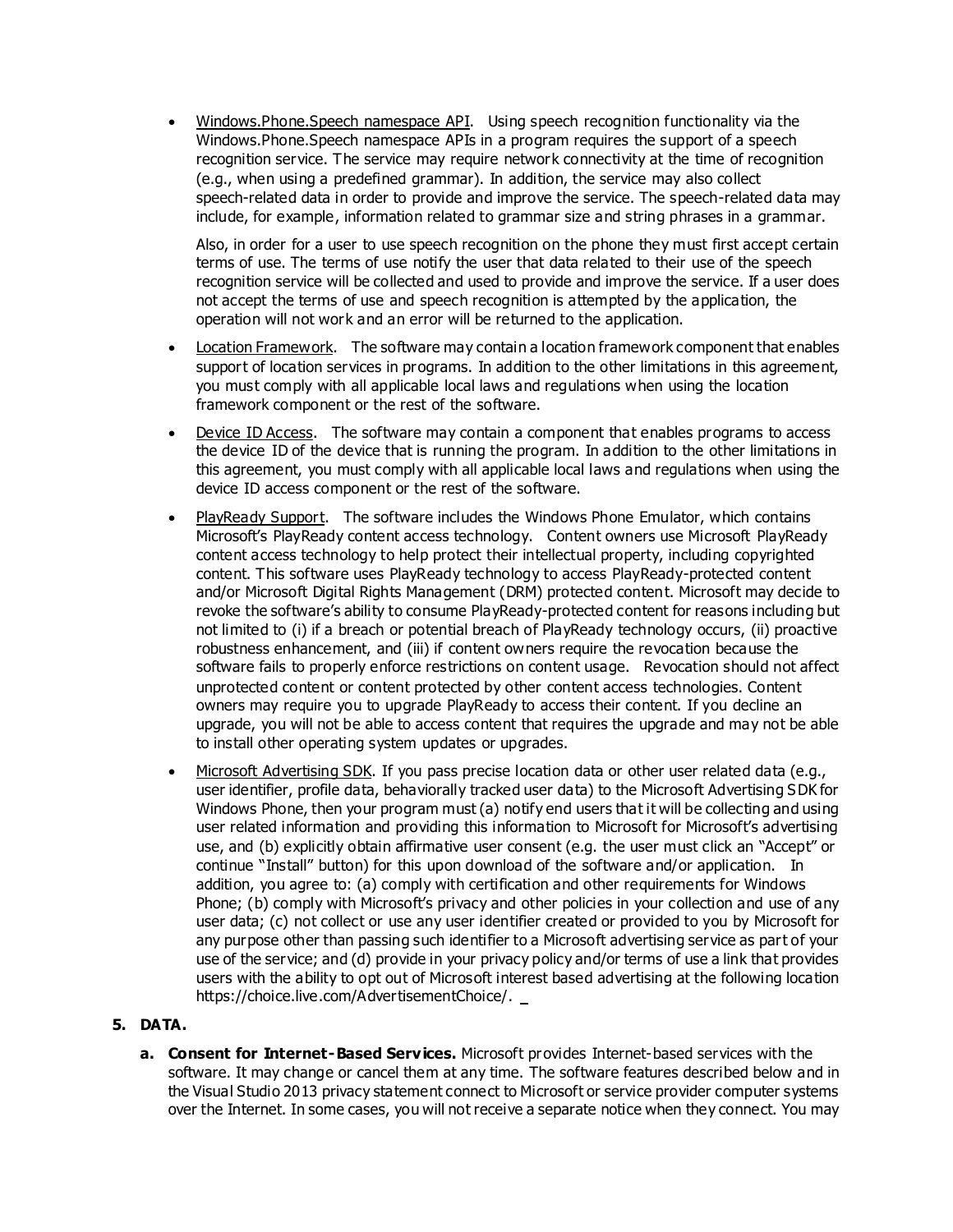- Windows.Phone.Speech namespace API. Using speech recognition functionality via the Windows.Phone.Speech namespace APIs in a program requires the support of a speech recognition service. The service may require network connectivity at the time of recognition (e.g., when using a predefined grammar). In addition, the service may also collect speech-related data in order to provide and improve the service. The speech-related data may include, for example, information related to grammar size and string phrases in a grammar.

  Also, in order for a user to use speech recognition on the phone they must first accept certain terms of use. The terms of use notify the user that data related to their use of the speech recognition service will be collected and used to provide and improve the service. If a user does not accept the terms of use and speech recognition is attempted by the application, the operation will not work and an error will be returned to the application.

- Location Framework. The software may contain a location framework component that enables support of location services in programs. In addition to the other limitations in this agreement, you must comply with all applicable local laws and regulations when using the location framework component or the rest of the software.

- Device ID Access. The software may contain a component that enables programs to access the device ID of the device that is running the program. In addition to the other limitations in this agreement, you must comply with all applicable local laws and regulations when using the device ID access component or the rest of the software.

- PlayReady Support. The software includes the Windows Phone Emulator, which contains Microsoft's PlayReady content access technology. Content owners use Microsoft PlayReady content access technology to help protect their intellectual property, including copyrighted content. This software uses PlayReady technology to access PlayReady-protected content and/or Microsoft Digital Rights Management (DRM) protected content. Microsoft may decide to revoke the software's ability to consume PlayReady-protected content for reasons including but not limited to (i) if a breach or potential breach of PlayReady technology occurs, (ii) proactive robustness enhancement, and (iii) if content owners require the revocation because the software fails to properly enforce restrictions on content usage. Revocation should not affect unprotected content or content protected by other content access technologies. Content owners may require you to upgrade PlayReady to access their content. If you decline an upgrade, you will not be able to access content that requires the upgrade and may not be able to install other operating system updates or upgrades.

- Microsoft Advertising SDK. If you pass precise location data or other user related data (e.g., user identifier, profile data, behaviorally tracked user data) to the Microsoft Advertising SDK for Windows Phone, then your program must (a) notify end users that it will be collecting and using user related information and providing this information to Microsoft for Microsoft's advertising use, and (b) explicitly obtain affirmative user consent (e.g. the user must click an "Accept" or continue "Install" button) for this upon download of the software and/or application. In addition, you agree to: (a) comply with certification and other requirements for Windows Phone; (b) comply with Microsoft's privacy and other policies in your collection and use of any user data; (c) not collect or use any user identifier created or provided to you by Microsoft for any purpose other than passing such identifier to a Microsoft advertising service as part of your use of the service; and (d) provide in your privacy policy and/or terms of use a link that provides users with the ability to opt out of Microsoft interest based advertising at the following location https://choice.live.com/AdvertisementChoice/.

**5. DATA.**

**a. Consent for Internet-Based Services.** Microsoft provides Internet-based services with the software. It may change or cancel them at any time. The software features described below and in the Visual Studio 2013 privacy statement connect to Microsoft or service provider computer systems over the Internet. In some cases, you will not receive a separate notice when they connect. You may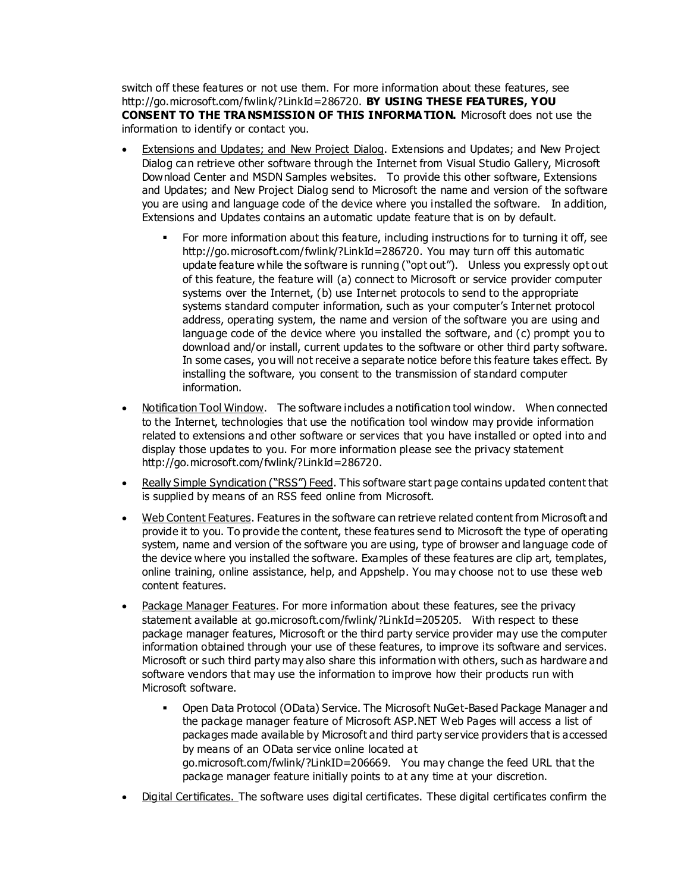switch off these features or not use them. For more information about these features, see http://go.microsoft.com/fwlink/?LinkId=286720. **BY USING THESE FEATURES, YOU CONSENT TO THE TRANSMISSION OF THIS INFORMATION.** Microsoft does not use the information to identify or contact you.

- Extensions and Updates; and New Project Dialog. Extensions and Updates; and New Project Dialog can retrieve other software through the Internet from Visual Studio Gallery, Microsoft Download Center and MSDN Samples websites. To provide this other software, Extensions and Updates; and New Project Dialog send to Microsoft the name and version of the software you are using and language code of the device where you installed the software. In addition, Extensions and Updates contains an automatic update feature that is on by default.
  - For more information about this feature, including instructions for to turning it off, see http://go.microsoft.com/fwlink/?LinkId=286720. You may turn off this automatic update feature while the software is running ("opt out"). Unless you expressly opt out of this feature, the feature will (a) connect to Microsoft or service provider computer systems over the Internet, (b) use Internet protocols to send to the appropriate systems standard computer information, such as your computer's Internet protocol address, operating system, the name and version of the software you are using and language code of the device where you installed the software, and (c) prompt you to download and/or install, current updates to the software or other third party software. In some cases, you will not receive a separate notice before this feature takes effect. By installing the software, you consent to the transmission of standard computer information.
- Notification Tool Window. The software includes a notification tool window. When connected to the Internet, technologies that use the notification tool window may provide information related to extensions and other software or services that you have installed or opted into and display those updates to you. For more information please see the privacy statement http://go.microsoft.com/fwlink/?LinkId=286720.
- Really Simple Syndication ("RSS") Feed. This software start page contains updated content that is supplied by means of an RSS feed online from Microsoft.
- Web Content Features. Features in the software can retrieve related content from Microsoft and provide it to you. To provide the content, these features send to Microsoft the type of operating system, name and version of the software you are using, type of browser and language code of the device where you installed the software. Examples of these features are clip art, templates, online training, online assistance, help, and Appshelp. You may choose not to use these web content features.
- Package Manager Features. For more information about these features, see the privacy statement available at go.microsoft.com/fwlink/?LinkId=205205. With respect to these package manager features, Microsoft or the third party service provider may use the computer information obtained through your use of these features, to improve its software and services. Microsoft or such third party may also share this information with others, such as hardware and software vendors that may use the information to improve how their products run with Microsoft software.
  - Open Data Protocol (OData) Service. The Microsoft NuGet-Based Package Manager and the package manager feature of Microsoft ASP.NET Web Pages will access a list of packages made available by Microsoft and third party service providers that is accessed by means of an OData service online located at go.microsoft.com/fwlink/?LinkID=206669. You may change the feed URL that the package manager feature initially points to at any time at your discretion.
- Digital Certificates. The software uses digital certificates. These digital certificates confirm the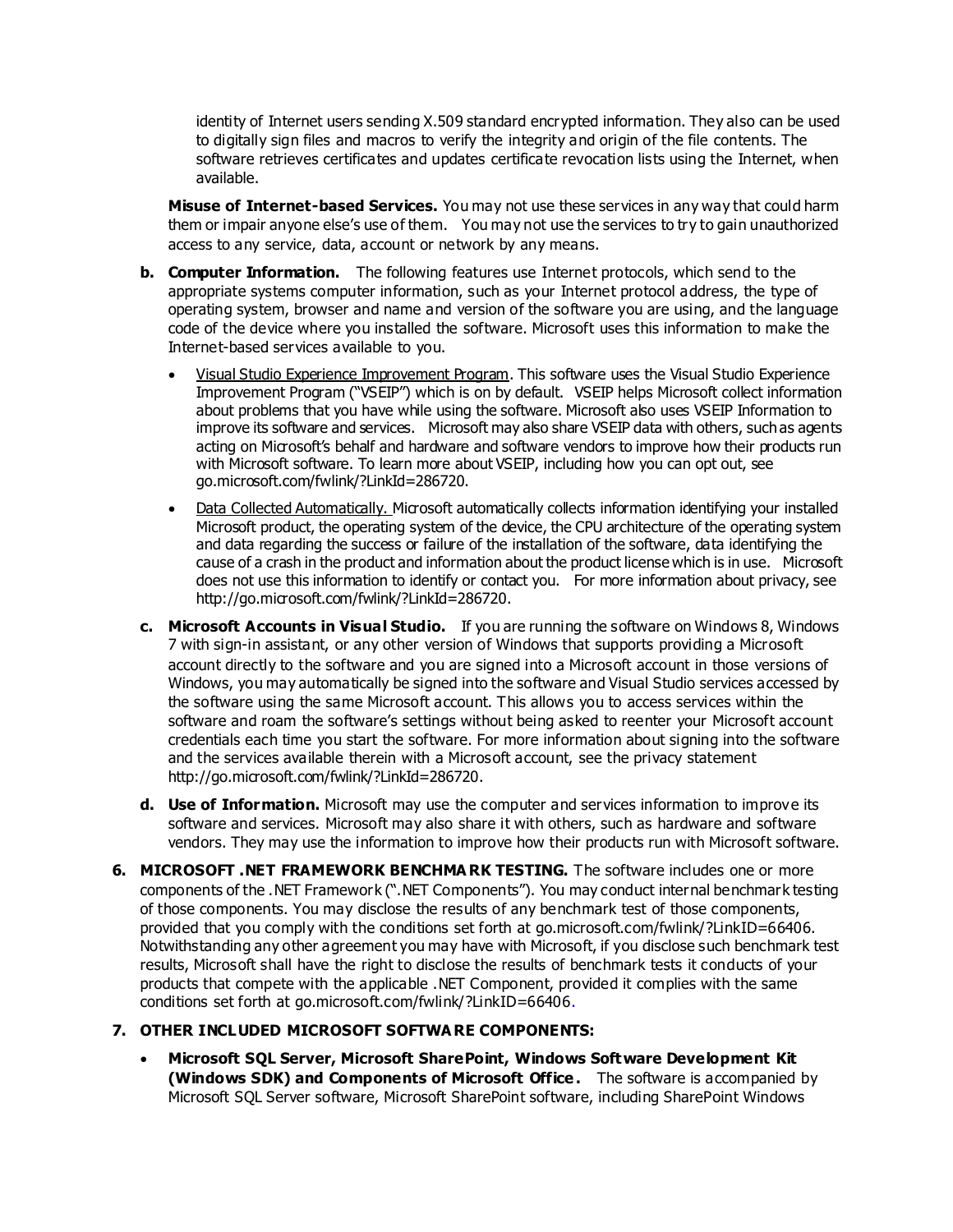identity of Internet users sending X.509 standard encrypted information. They also can be used to digitally sign files and macros to verify the integrity and origin of the file contents. The software retrieves certificates and updates certificate revocation lists using the Internet, when available.

**Misuse of Internet-based Services.** You may not use these services in any way that could harm them or impair anyone else's use of them. You may not use the services to try to gain unauthorized access to any service, data, account or network by any means.

**b. Computer Information.** The following features use Internet protocols, which send to the appropriate systems computer information, such as your Internet protocol address, the type of operating system, browser and name and version of the software you are using, and the language code of the device where you installed the software. Microsoft uses this information to make the Internet-based services available to you.

- Visual Studio Experience Improvement Program. This software uses the Visual Studio Experience Improvement Program ("VSEIP") which is on by default. VSEIP helps Microsoft collect information about problems that you have while using the software. Microsoft also uses VSEIP Information to improve its software and services. Microsoft may also share VSEIP data with others, such as agents acting on Microsoft's behalf and hardware and software vendors to improve how their products run with Microsoft software. To learn more about VSEIP, including how you can opt out, see go.microsoft.com/fwlink/?LinkId=286720.
- Data Collected Automatically. Microsoft automatically collects information identifying your installed Microsoft product, the operating system of the device, the CPU architecture of the operating system and data regarding the success or failure of the installation of the software, data identifying the cause of a crash in the product and information about the product license which is in use. Microsoft does not use this information to identify or contact you. For more information about privacy, see http://go.microsoft.com/fwlink/?LinkId=286720.

**c. Microsoft Accounts in Visual Studio.** If you are running the software on Windows 8, Windows 7 with sign-in assistant, or any other version of Windows that supports providing a Microsoft account directly to the software and you are signed into a Microsoft account in those versions of Windows, you may automatically be signed into the software and Visual Studio services accessed by the software using the same Microsoft account. This allows you to access services within the software and roam the software's settings without being asked to reenter your Microsoft account credentials each time you start the software. For more information about signing into the software and the services available therein with a Microsoft account, see the privacy statement http://go.microsoft.com/fwlink/?LinkId=286720.

**d. Use of Information.** Microsoft may use the computer and services information to improve its software and services. Microsoft may also share it with others, such as hardware and software vendors. They may use the information to improve how their products run with Microsoft software.

**6. MICROSOFT .NET FRAMEWORK BENCHMARK TESTING.** The software includes one or more components of the .NET Framework (".NET Components"). You may conduct internal benchmark testing of those components. You may disclose the results of any benchmark test of those components, provided that you comply with the conditions set forth at go.microsoft.com/fwlink/?LinkID=66406. Notwithstanding any other agreement you may have with Microsoft, if you disclose such benchmark test results, Microsoft shall have the right to disclose the results of benchmark tests it conducts of your products that compete with the applicable .NET Component, provided it complies with the same conditions set forth at go.microsoft.com/fwlink/?LinkID=66406.

**7. OTHER INCLUDED MICROSOFT SOFTWARE COMPONENTS:**

- **Microsoft SQL Server, Microsoft SharePoint, Windows Software Development Kit (Windows SDK) and Components of Microsoft Office.** The software is accompanied by Microsoft SQL Server software, Microsoft SharePoint software, including SharePoint Windows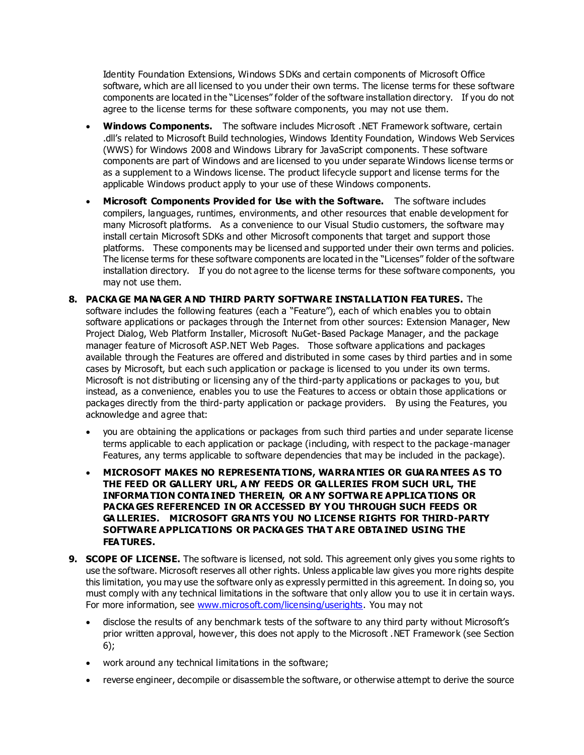Identity Foundation Extensions, Windows SDKs and certain components of Microsoft Office software, which are all licensed to you under their own terms. The license terms for these software components are located in the "Licenses" folder of the software installation directory. If you do not agree to the license terms for these software components, you may not use them.

- **Windows Components.** The software includes Microsoft .NET Framework software, certain .dll's related to Microsoft Build technologies, Windows Identity Foundation, Windows Web Services (WWS) for Windows 2008 and Windows Library for JavaScript components. These software components are part of Windows and are licensed to you under separate Windows license terms or as a supplement to a Windows license. The product lifecycle support and license terms for the applicable Windows product apply to your use of these Windows components.
- **Microsoft Components Provided for Use with the Software.** The software includes compilers, languages, runtimes, environments, and other resources that enable development for many Microsoft platforms. As a convenience to our Visual Studio customers, the software may install certain Microsoft SDKs and other Microsoft components that target and support those platforms. These components may be licensed and supported under their own terms and policies. The license terms for these software components are located in the "Licenses" folder of the software installation directory. If you do not agree to the license terms for these software components, you may not use them.

8. **PACKAGE MANAGER AND THIRD PARTY SOFTWARE INSTALLATION FEATURES.** The software includes the following features (each a "Feature"), each of which enables you to obtain software applications or packages through the Internet from other sources: Extension Manager, New Project Dialog, Web Platform Installer, Microsoft NuGet-Based Package Manager, and the package manager feature of Microsoft ASP.NET Web Pages. Those software applications and packages available through the Features are offered and distributed in some cases by third parties and in some cases by Microsoft, but each such application or package is licensed to you under its own terms. Microsoft is not distributing or licensing any of the third-party applications or packages to you, but instead, as a convenience, enables you to use the Features to access or obtain those applications or packages directly from the third-party application or package providers. By using the Features, you acknowledge and agree that:
   - you are obtaining the applications or packages from such third parties and under separate license terms applicable to each application or package (including, with respect to the package-manager Features, any terms applicable to software dependencies that may be included in the package).
   - **MICROSOFT MAKES NO REPRESENTATIONS, WARRANTIES OR GUARANTEES AS TO THE FEED OR GALLERY URL, ANY FEEDS OR GALLERIES FROM SUCH URL, THE INFORMATION CONTAINED THEREIN, OR ANY SOFTWARE APPLICATIONS OR PACKAGES REFERENCED IN OR ACCESSED BY YOU THROUGH SUCH FEEDS OR GALLERIES. MICROSOFT GRANTS YOU NO LICENSE RIGHTS FOR THIRD-PARTY SOFTWARE APPLICATIONS OR PACKAGES THAT ARE OBTAINED USING THE FEATURES.**

9. **SCOPE OF LICENSE.** The software is licensed, not sold. This agreement only gives you some rights to use the software. Microsoft reserves all other rights. Unless applicable law gives you more rights despite this limitation, you may use the software only as expressly permitted in this agreement. In doing so, you must comply with any technical limitations in the software that only allow you to use it in certain ways. For more information, see [www.microsoft.com/licensing/userights](www.microsoft.com/licensing/userights). You may not
   - disclose the results of any benchmark tests of the software to any third party without Microsoft's prior written approval, however, this does not apply to the Microsoft .NET Framework (see Section 6);
   - work around any technical limitations in the software;
   - reverse engineer, decompile or disassemble the software, or otherwise attempt to derive the source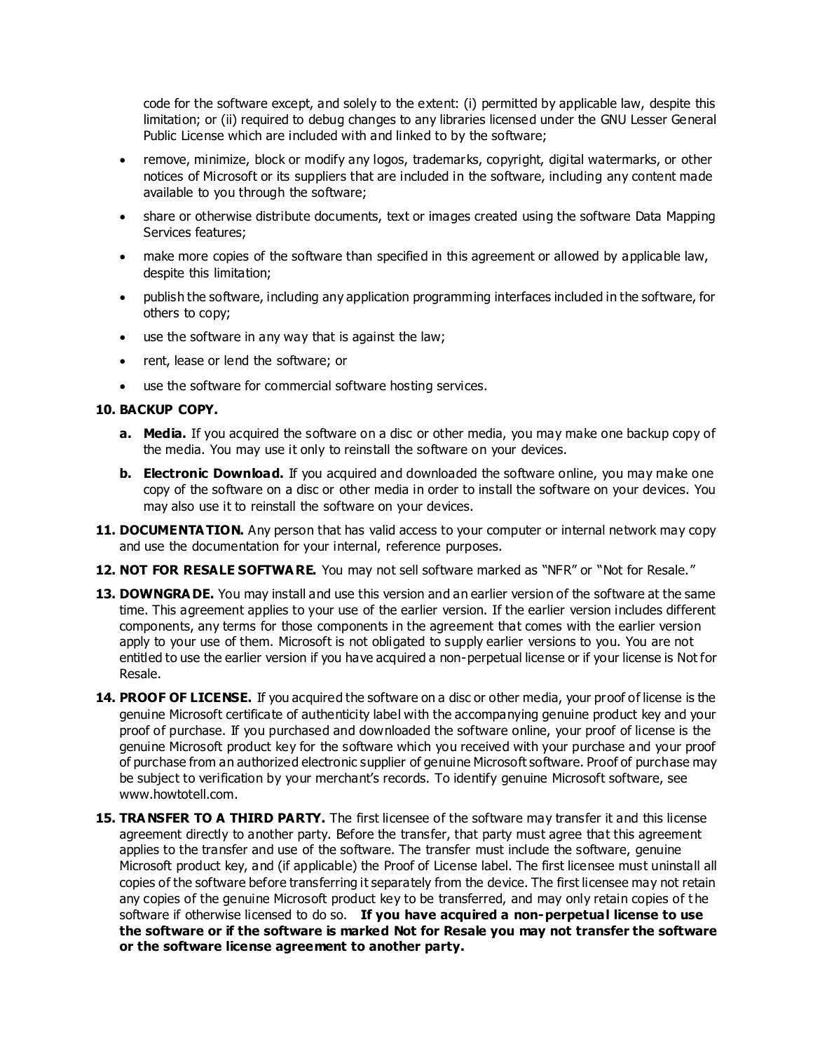code for the software except, and solely to the extent: (i) permitted by applicable law, despite this limitation; or (ii) required to debug changes to any libraries licensed under the GNU Lesser General Public License which are included with and linked to by the software;

- remove, minimize, block or modify any logos, trademarks, copyright, digital watermarks, or other notices of Microsoft or its suppliers that are included in the software, including any content made available to you through the software;
- share or otherwise distribute documents, text or images created using the software Data Mapping Services features;
- make more copies of the software than specified in this agreement or allowed by applicable law, despite this limitation;
- publish the software, including any application programming interfaces included in the software, for others to copy;
- use the software in any way that is against the law;
- rent, lease or lend the software; or
- use the software for commercial software hosting services.

**10. BACKUP COPY.**

**a. Media.** If you acquired the software on a disc or other media, you may make one backup copy of the media. You may use it only to reinstall the software on your devices.

**b. Electronic Download.** If you acquired and downloaded the software online, you may make one copy of the software on a disc or other media in order to install the software on your devices. You may also use it to reinstall the software on your devices.

**11. DOCUMENTATION.** Any person that has valid access to your computer or internal network may copy and use the documentation for your internal, reference purposes.

**12. NOT FOR RESALE SOFTWARE.** You may not sell software marked as "NFR" or "Not for Resale."

**13. DOWNGRADE.** You may install and use this version and an earlier version of the software at the same time. This agreement applies to your use of the earlier version. If the earlier version includes different components, any terms for those components in the agreement that comes with the earlier version apply to your use of them. Microsoft is not obligated to supply earlier versions to you. You are not entitled to use the earlier version if you have acquired a non-perpetual license or if your license is Not for Resale.

**14. PROOF OF LICENSE.** If you acquired the software on a disc or other media, your proof of license is the genuine Microsoft certificate of authenticity label with the accompanying genuine product key and your proof of purchase. If you purchased and downloaded the software online, your proof of license is the genuine Microsoft product key for the software which you received with your purchase and your proof of purchase from an authorized electronic supplier of genuine Microsoft software. Proof of purchase may be subject to verification by your merchant's records. To identify genuine Microsoft software, see www.howtotell.com.

**15. TRANSFER TO A THIRD PARTY.** The first licensee of the software may transfer it and this license agreement directly to another party. Before the transfer, that party must agree that this agreement applies to the transfer and use of the software. The transfer must include the software, genuine Microsoft product key, and (if applicable) the Proof of License label. The first licensee must uninstall all copies of the software before transferring it separately from the device. The first licensee may not retain any copies of the genuine Microsoft product key to be transferred, and may only retain copies of the software if otherwise licensed to do so. **If you have acquired a non-perpetual license to use the software or if the software is marked Not for Resale you may not transfer the software or the software license agreement to another party.**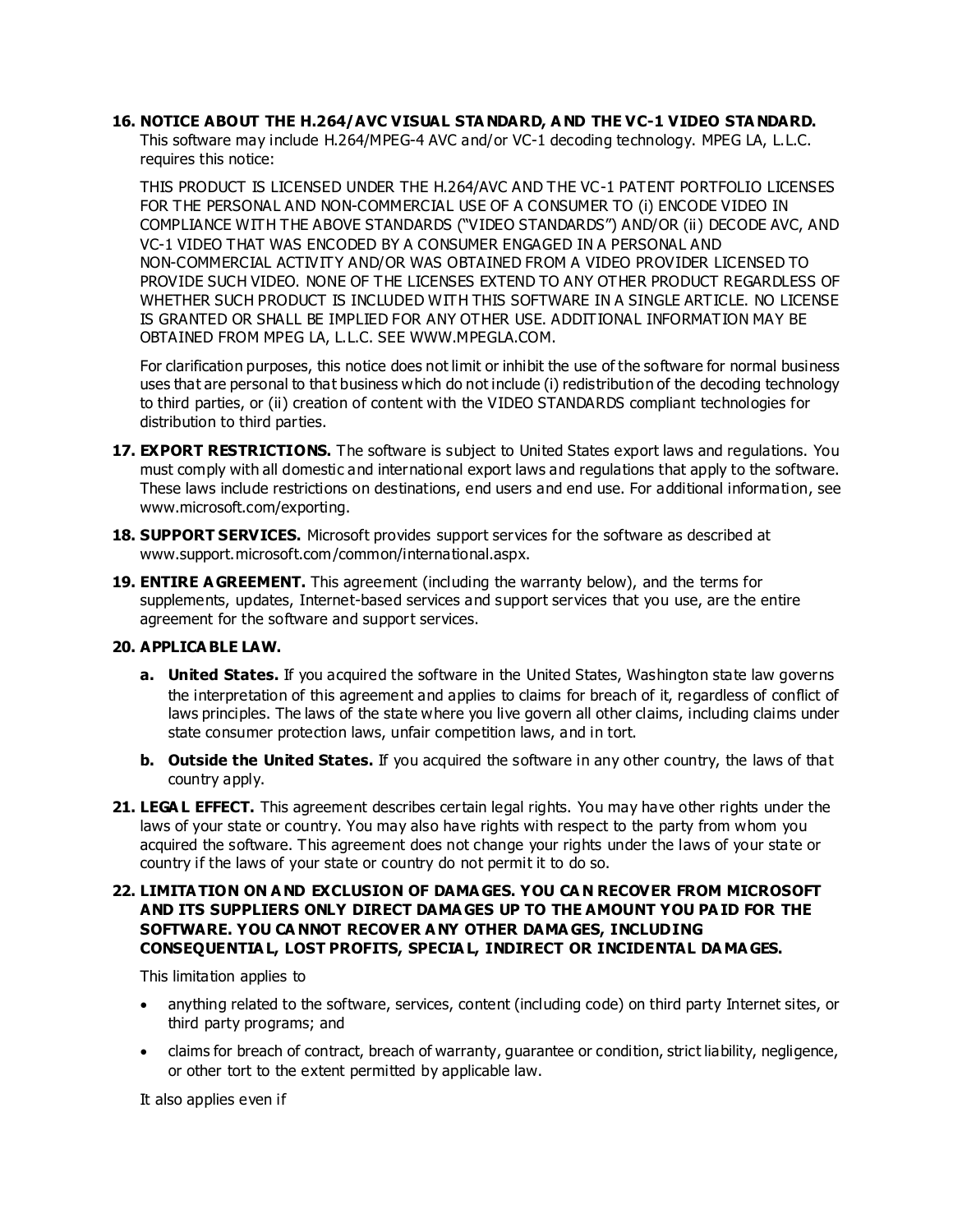**16. NOTICE ABOUT THE H.264/AVC VISUAL STANDARD, AND THE VC-1 VIDEO STANDARD.** This software may include H.264/MPEG-4 AVC and/or VC-1 decoding technology. MPEG LA, L.L.C. requires this notice:

THIS PRODUCT IS LICENSED UNDER THE H.264/AVC AND THE VC-1 PATENT PORTFOLIO LICENSES FOR THE PERSONAL AND NON-COMMERCIAL USE OF A CONSUMER TO (i) ENCODE VIDEO IN COMPLIANCE WITH THE ABOVE STANDARDS ("VIDEO STANDARDS") AND/OR (ii) DECODE AVC, AND VC-1 VIDEO THAT WAS ENCODED BY A CONSUMER ENGAGED IN A PERSONAL AND NON-COMMERCIAL ACTIVITY AND/OR WAS OBTAINED FROM A VIDEO PROVIDER LICENSED TO PROVIDE SUCH VIDEO. NONE OF THE LICENSES EXTEND TO ANY OTHER PRODUCT REGARDLESS OF WHETHER SUCH PRODUCT IS INCLUDED WITH THIS SOFTWARE IN A SINGLE ARTICLE. NO LICENSE IS GRANTED OR SHALL BE IMPLIED FOR ANY OTHER USE. ADDITIONAL INFORMATION MAY BE OBTAINED FROM MPEG LA, L.L.C. SEE WWW.MPEGLA.COM.

For clarification purposes, this notice does not limit or inhibit the use of the software for normal business uses that are personal to that business which do not include (i) redistribution of the decoding technology to third parties, or (ii) creation of content with the VIDEO STANDARDS compliant technologies for distribution to third parties.

**17. EXPORT RESTRICTIONS.** The software is subject to United States export laws and regulations. You must comply with all domestic and international export laws and regulations that apply to the software. These laws include restrictions on destinations, end users and end use. For additional information, see www.microsoft.com/exporting.

**18. SUPPORT SERVICES.** Microsoft provides support services for the software as described at www.support.microsoft.com/common/international.aspx.

**19. ENTIRE AGREEMENT.** This agreement (including the warranty below), and the terms for supplements, updates, Internet-based services and support services that you use, are the entire agreement for the software and support services.

**20. APPLICABLE LAW.**

**a. United States.** If you acquired the software in the United States, Washington state law governs the interpretation of this agreement and applies to claims for breach of it, regardless of conflict of laws principles. The laws of the state where you live govern all other claims, including claims under state consumer protection laws, unfair competition laws, and in tort.

**b. Outside the United States.** If you acquired the software in any other country, the laws of that country apply.

**21. LEGAL EFFECT.** This agreement describes certain legal rights. You may have other rights under the laws of your state or country. You may also have rights with respect to the party from whom you acquired the software. This agreement does not change your rights under the laws of your state or country if the laws of your state or country do not permit it to do so.

**22. LIMITATION ON AND EXCLUSION OF DAMAGES. YOU CAN RECOVER FROM MICROSOFT AND ITS SUPPLIERS ONLY DIRECT DAMAGES UP TO THE AMOUNT YOU PAID FOR THE SOFTWARE. YOU CANNOT RECOVER ANY OTHER DAMAGES, INCLUDING CONSEQUENTIAL, LOST PROFITS, SPECIAL, INDIRECT OR INCIDENTAL DAMAGES.**

This limitation applies to

- anything related to the software, services, content (including code) on third party Internet sites, or third party programs; and
- claims for breach of contract, breach of warranty, guarantee or condition, strict liability, negligence, or other tort to the extent permitted by applicable law.

It also applies even if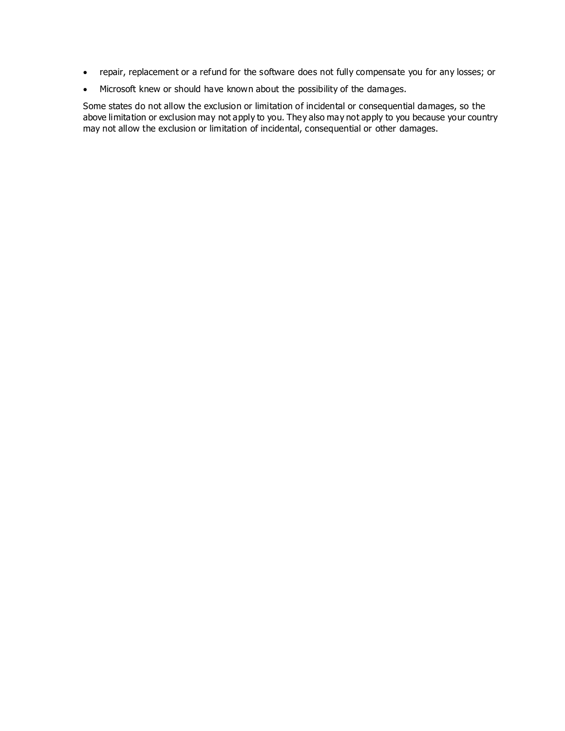- repair, replacement or a refund for the software does not fully compensate you for any losses; or
- Microsoft knew or should have known about the possibility of the damages.

Some states do not allow the exclusion or limitation of incidental or consequential damages, so the above limitation or exclusion may not apply to you. They also may not apply to you because your country may not allow the exclusion or limitation of incidental, consequential or other damages.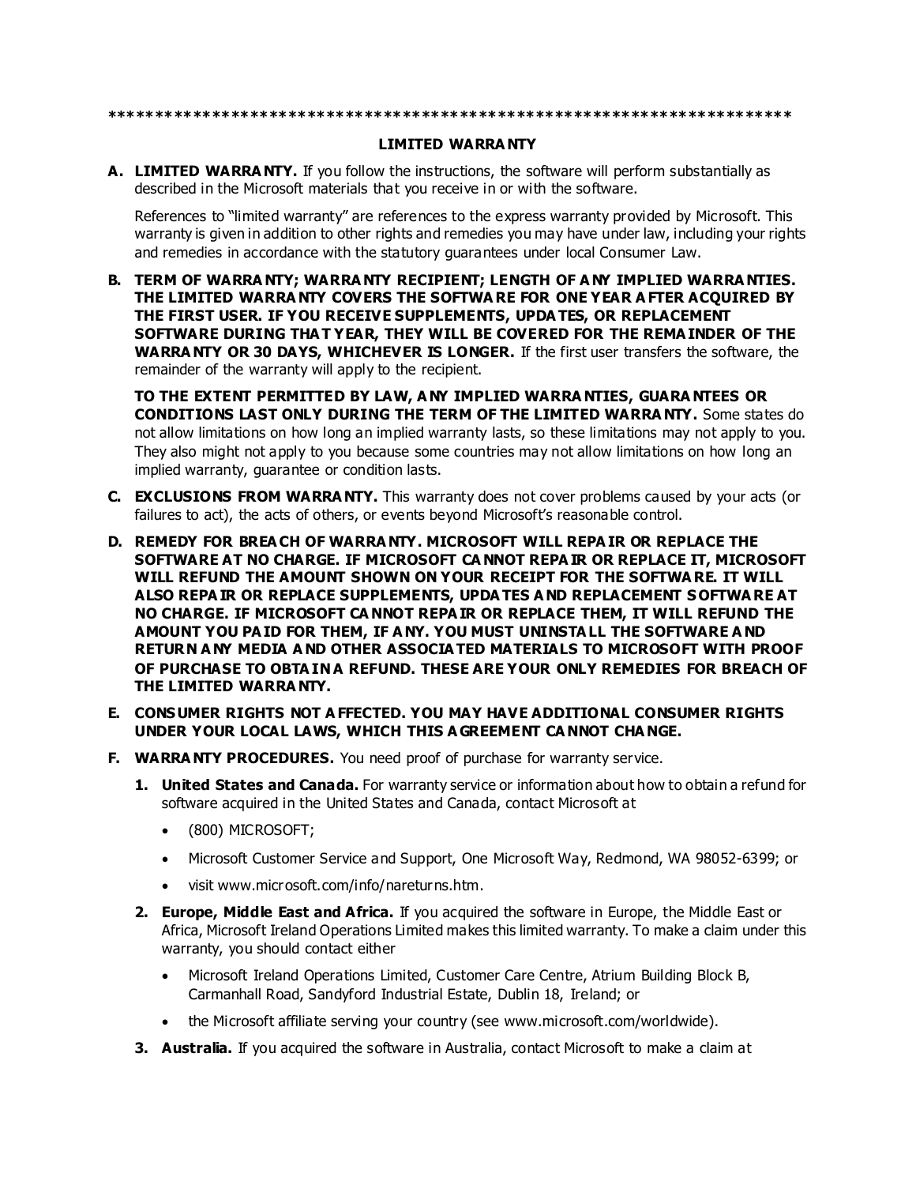*************************************************************************

## LIMITED WARRANTY

**A. LIMITED WARRANTY.** If you follow the instructions, the software will perform substantially as described in the Microsoft materials that you receive in or with the software.

References to "limited warranty" are references to the express warranty provided by Microsoft. This warranty is given in addition to other rights and remedies you may have under law, including your rights and remedies in accordance with the statutory guarantees under local Consumer Law.

**B. TERM OF WARRANTY; WARRANTY RECIPIENT; LENGTH OF ANY IMPLIED WARRANTIES. THE LIMITED WARRANTY COVERS THE SOFTWARE FOR ONE YEAR AFTER ACQUIRED BY THE FIRST USER. IF YOU RECEIVE SUPPLEMENTS, UPDATES, OR REPLACEMENT SOFTWARE DURING THAT YEAR, THEY WILL BE COVERED FOR THE REMAINDER OF THE WARRANTY OR 30 DAYS, WHICHEVER IS LONGER.** If the first user transfers the software, the remainder of the warranty will apply to the recipient.

**TO THE EXTENT PERMITTED BY LAW, ANY IMPLIED WARRANTIES, GUARANTEES OR CONDITIONS LAST ONLY DURING THE TERM OF THE LIMITED WARRANTY.** Some states do not allow limitations on how long an implied warranty lasts, so these limitations may not apply to you. They also might not apply to you because some countries may not allow limitations on how long an implied warranty, guarantee or condition lasts.

**C. EXCLUSIONS FROM WARRANTY.** This warranty does not cover problems caused by your acts (or failures to act), the acts of others, or events beyond Microsoft's reasonable control.

**D. REMEDY FOR BREACH OF WARRANTY. MICROSOFT WILL REPAIR OR REPLACE THE SOFTWARE AT NO CHARGE. IF MICROSOFT CANNOT REPAIR OR REPLACE IT, MICROSOFT WILL REFUND THE AMOUNT SHOWN ON YOUR RECEIPT FOR THE SOFTWARE. IT WILL ALSO REPAIR OR REPLACE SUPPLEMENTS, UPDATES AND REPLACEMENT SOFTWARE AT NO CHARGE. IF MICROSOFT CANNOT REPAIR OR REPLACE THEM, IT WILL REFUND THE AMOUNT YOU PAID FOR THEM, IF ANY. YOU MUST UNINSTALL THE SOFTWARE AND RETURN ANY MEDIA AND OTHER ASSOCIATED MATERIALS TO MICROSOFT WITH PROOF OF PURCHASE TO OBTAIN A REFUND. THESE ARE YOUR ONLY REMEDIES FOR BREACH OF THE LIMITED WARRANTY.**

**E. CONSUMER RIGHTS NOT AFFECTED. YOU MAY HAVE ADDITIONAL CONSUMER RIGHTS UNDER YOUR LOCAL LAWS, WHICH THIS AGREEMENT CANNOT CHANGE.**

**F. WARRANTY PROCEDURES.** You need proof of purchase for warranty service.

1. **United States and Canada.** For warranty service or information about how to obtain a refund for software acquired in the United States and Canada, contact Microsoft at
   - (800) MICROSOFT;
   - Microsoft Customer Service and Support, One Microsoft Way, Redmond, WA 98052-6399; or
   - visit www.microsoft.com/info/nareturns.htm.
2. **Europe, Middle East and Africa.** If you acquired the software in Europe, the Middle East or Africa, Microsoft Ireland Operations Limited makes this limited warranty. To make a claim under this warranty, you should contact either
   - Microsoft Ireland Operations Limited, Customer Care Centre, Atrium Building Block B, Carmanhall Road, Sandyford Industrial Estate, Dublin 18, Ireland; or
   - the Microsoft affiliate serving your country (see www.microsoft.com/worldwide).
3. **Australia.** If you acquired the software in Australia, contact Microsoft to make a claim at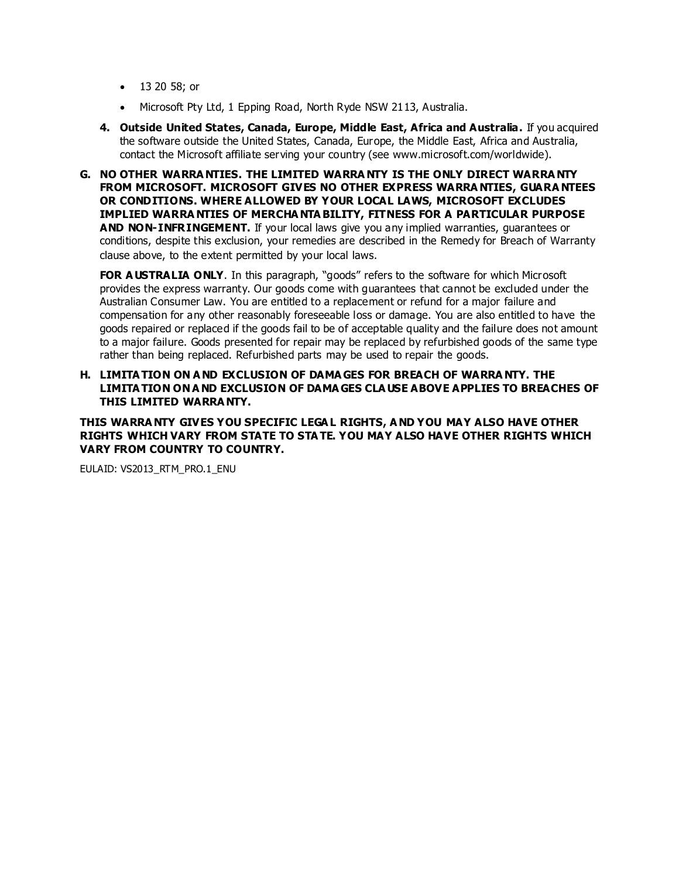- 13 20 58; or
- Microsoft Pty Ltd, 1 Epping Road, North Ryde NSW 2113, Australia.

4. **Outside United States, Canada, Europe, Middle East, Africa and Australia.** If you acquired the software outside the United States, Canada, Europe, the Middle East, Africa and Australia, contact the Microsoft affiliate serving your country (see www.microsoft.com/worldwide).

**G. NO OTHER WARRANTIES. THE LIMITED WARRANTY IS THE ONLY DIRECT WARRANTY FROM MICROSOFT. MICROSOFT GIVES NO OTHER EXPRESS WARRANTIES, GUARANTEES OR CONDITIONS. WHERE ALLOWED BY YOUR LOCAL LAWS, MICROSOFT EXCLUDES IMPLIED WARRANTIES OF MERCHANTABILITY, FITNESS FOR A PARTICULAR PURPOSE AND NON-INFRINGEMENT.** If your local laws give you any implied warranties, guarantees or conditions, despite this exclusion, your remedies are described in the Remedy for Breach of Warranty clause above, to the extent permitted by your local laws.

**FOR AUSTRALIA ONLY**. In this paragraph, "goods" refers to the software for which Microsoft provides the express warranty. Our goods come with guarantees that cannot be excluded under the Australian Consumer Law. You are entitled to a replacement or refund for a major failure and compensation for any other reasonably foreseeable loss or damage. You are also entitled to have the goods repaired or replaced if the goods fail to be of acceptable quality and the failure does not amount to a major failure. Goods presented for repair may be replaced by refurbished goods of the same type rather than being replaced. Refurbished parts may be used to repair the goods.

**H. LIMITATION ON AND EXCLUSION OF DAMAGES FOR BREACH OF WARRANTY. THE LIMITATION ON AND EXCLUSION OF DAMAGES CLAUSE ABOVE APPLIES TO BREACHES OF THIS LIMITED WARRANTY.**

**THIS WARRANTY GIVES YOU SPECIFIC LEGAL RIGHTS, AND YOU MAY ALSO HAVE OTHER RIGHTS WHICH VARY FROM STATE TO STATE. YOU MAY ALSO HAVE OTHER RIGHTS WHICH VARY FROM COUNTRY TO COUNTRY.**

EULAID: VS2013_RTM_PRO.1_ENU